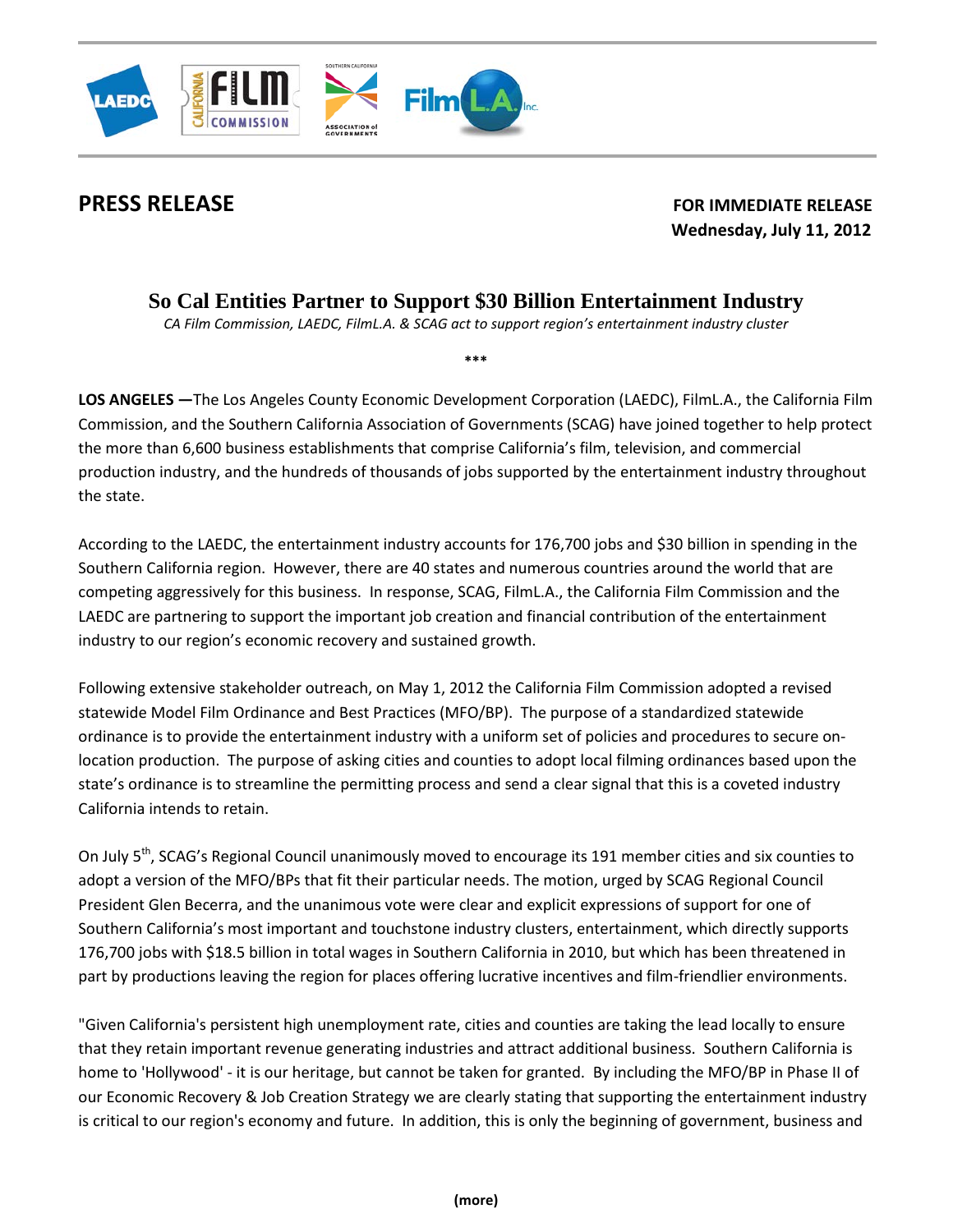**PRESS RELEASE**

**FOR IMMEDIATE RELEASE**
**Wednesday, July 11, 2012**

# So Cal Entities Partner to Support $30 Billion Entertainment Industry

*CA Film Commission, LAEDC, FilmL.A. & SCAG act to support region's entertainment industry cluster*

***

**LOS ANGELES —**The Los Angeles County Economic Development Corporation (LAEDC), FilmL.A., the California Film Commission, and the Southern California Association of Governments (SCAG) have joined together to help protect the more than 6,600 business establishments that comprise California's film, television, and commercial production industry, and the hundreds of thousands of jobs supported by the entertainment industry throughout the state.

According to the LAEDC, the entertainment industry accounts for 176,700 jobs and $30 billion in spending in the Southern California region. However, there are 40 states and numerous countries around the world that are competing aggressively for this business. In response, SCAG, FilmL.A., the California Film Commission and the LAEDC are partnering to support the important job creation and financial contribution of the entertainment industry to our region's economic recovery and sustained growth.

Following extensive stakeholder outreach, on May 1, 2012 the California Film Commission adopted a revised statewide Model Film Ordinance and Best Practices (MFO/BP). The purpose of a standardized statewide ordinance is to provide the entertainment industry with a uniform set of policies and procedures to secure on-location production. The purpose of asking cities and counties to adopt local filming ordinances based upon the state's ordinance is to streamline the permitting process and send a clear signal that this is a coveted industry California intends to retain.

On July 5th, SCAG's Regional Council unanimously moved to encourage its 191 member cities and six counties to adopt a version of the MFO/BPs that fit their particular needs. The motion, urged by SCAG Regional Council President Glen Becerra, and the unanimous vote were clear and explicit expressions of support for one of Southern California's most important and touchstone industry clusters, entertainment, which directly supports 176,700 jobs with $18.5 billion in total wages in Southern California in 2010, but which has been threatened in part by productions leaving the region for places offering lucrative incentives and film-friendlier environments.

"Given California's persistent high unemployment rate, cities and counties are taking the lead locally to ensure that they retain important revenue generating industries and attract additional business. Southern California is home to 'Hollywood' - it is our heritage, but cannot be taken for granted. By including the MFO/BP in Phase II of our Economic Recovery & Job Creation Strategy we are clearly stating that supporting the entertainment industry is critical to our region's economy and future. In addition, this is only the beginning of government, business and

(more)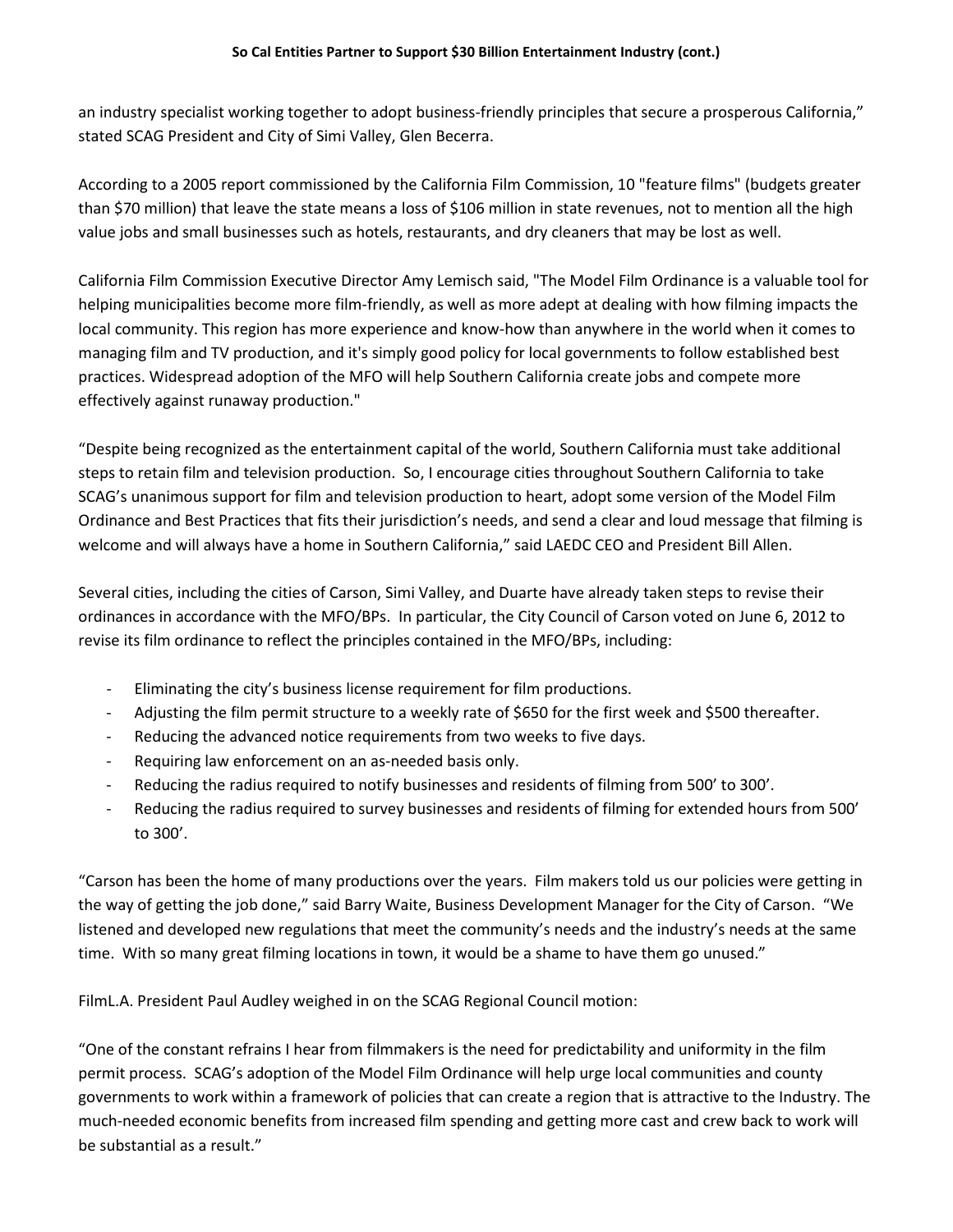an industry specialist working together to adopt business-friendly principles that secure a prosperous California," stated SCAG President and City of Simi Valley, Glen Becerra.

According to a 2005 report commissioned by the California Film Commission, 10 "feature films" (budgets greater than $70 million) that leave the state means a loss of $106 million in state revenues, not to mention all the high value jobs and small businesses such as hotels, restaurants, and dry cleaners that may be lost as well.

California Film Commission Executive Director Amy Lemisch said, "The Model Film Ordinance is a valuable tool for helping municipalities become more film-friendly, as well as more adept at dealing with how filming impacts the local community. This region has more experience and know-how than anywhere in the world when it comes to managing film and TV production, and it's simply good policy for local governments to follow established best practices. Widespread adoption of the MFO will help Southern California create jobs and compete more effectively against runaway production."

"Despite being recognized as the entertainment capital of the world, Southern California must take additional steps to retain film and television production. So, I encourage cities throughout Southern California to take SCAG's unanimous support for film and television production to heart, adopt some version of the Model Film Ordinance and Best Practices that fits their jurisdiction's needs, and send a clear and loud message that filming is welcome and will always have a home in Southern California," said LAEDC CEO and President Bill Allen.

Several cities, including the cities of Carson, Simi Valley, and Duarte have already taken steps to revise their ordinances in accordance with the MFO/BPs. In particular, the City Council of Carson voted on June 6, 2012 to revise its film ordinance to reflect the principles contained in the MFO/BPs, including:

- Eliminating the city's business license requirement for film productions.
- Adjusting the film permit structure to a weekly rate of $650 for the first week and $500 thereafter.
- Reducing the advanced notice requirements from two weeks to five days.
- Requiring law enforcement on an as-needed basis only.
- Reducing the radius required to notify businesses and residents of filming from 500' to 300'.
- Reducing the radius required to survey businesses and residents of filming for extended hours from 500' to 300'.

"Carson has been the home of many productions over the years. Film makers told us our policies were getting in the way of getting the job done," said Barry Waite, Business Development Manager for the City of Carson. "We listened and developed new regulations that meet the community's needs and the industry's needs at the same time. With so many great filming locations in town, it would be a shame to have them go unused."

FilmL.A. President Paul Audley weighed in on the SCAG Regional Council motion:

"One of the constant refrains I hear from filmmakers is the need for predictability and uniformity in the film permit process. SCAG's adoption of the Model Film Ordinance will help urge local communities and county governments to work within a framework of policies that can create a region that is attractive to the Industry. The much-needed economic benefits from increased film spending and getting more cast and crew back to work will be substantial as a result."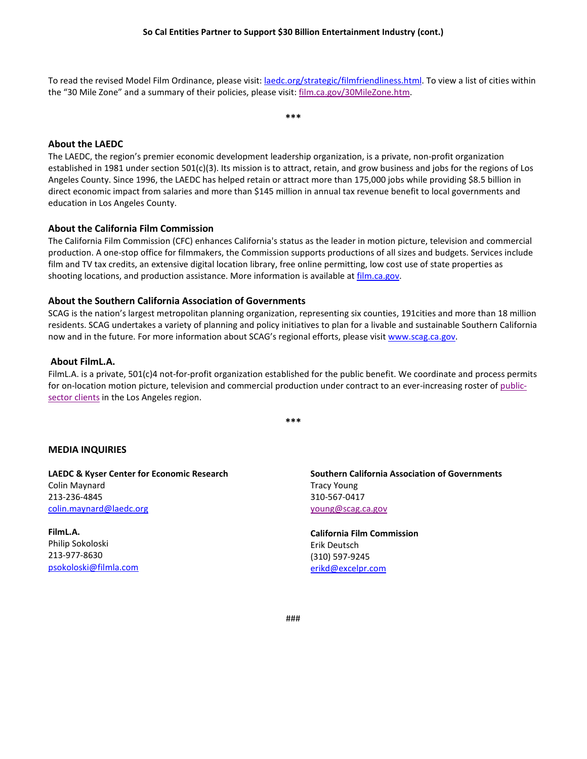To read the revised Model Film Ordinance, please visit: laedc.org/strategic/filmfriendliness.html. To view a list of cities within the “30 Mile Zone” and a summary of their policies, please visit: film.ca.gov/30MileZone.htm.

***

## About the LAEDC

The LAEDC, the region’s premier economic development leadership organization, is a private, non-profit organization established in 1981 under section 501(c)(3). Its mission is to attract, retain, and grow business and jobs for the regions of Los Angeles County. Since 1996, the LAEDC has helped retain or attract more than 175,000 jobs while providing $8.5 billion in direct economic impact from salaries and more than $145 million in annual tax revenue benefit to local governments and education in Los Angeles County.

## About the California Film Commission

The California Film Commission (CFC) enhances California's status as the leader in motion picture, television and commercial production. A one-stop office for filmmakers, the Commission supports productions of all sizes and budgets. Services include film and TV tax credits, an extensive digital location library, free online permitting, low cost use of state properties as shooting locations, and production assistance. More information is available at film.ca.gov.

## About the Southern California Association of Governments

SCAG is the nation’s largest metropolitan planning organization, representing six counties, 191cities and more than 18 million residents. SCAG undertakes a variety of planning and policy initiatives to plan for a livable and sustainable Southern California now and in the future. For more information about SCAG’s regional efforts, please visit www.scag.ca.gov.

## About FilmL.A.

FilmL.A. is a private, 501(c)4 not-for-profit organization established for the public benefit. We coordinate and process permits for on-location motion picture, television and commercial production under contract to an ever-increasing roster of public-sector clients in the Los Angeles region.

***

## MEDIA INQUIRIES

**LAEDC & Kyser Center for Economic Research**
Colin Maynard
213-236-4845
colin.maynard@laedc.org

**Southern California Association of Governments**
Tracy Young
310-567-0417
young@scag.ca.gov

**FilmL.A.**
Philip Sokoloski
213-977-8630
psokoloski@filmla.com

**California Film Commission**
Erik Deutsch
(310) 597-9245
erikd@excelpr.com

###